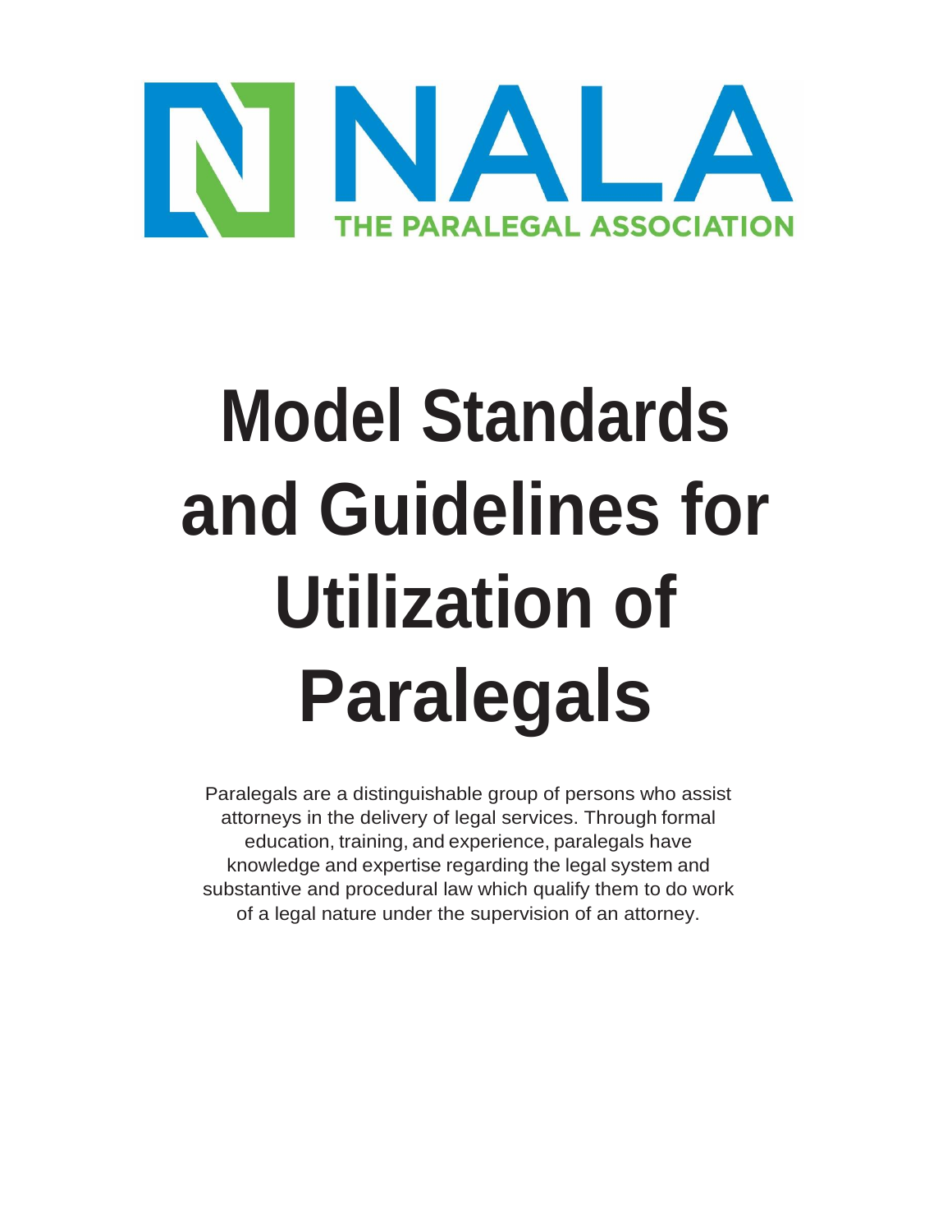NALA

THE PARALEGAL ASSOCIATION

# Model Standards and Guidelines for Utilization of Paralegals

Paralegals are a distinguishable group of persons who assist attorneys in the delivery of legal services. Through formal education, training, and experience, paralegals have knowledge and expertise regarding the legal system and substantive and procedural law which qualify them to do work of a legal nature under the supervision of an attorney.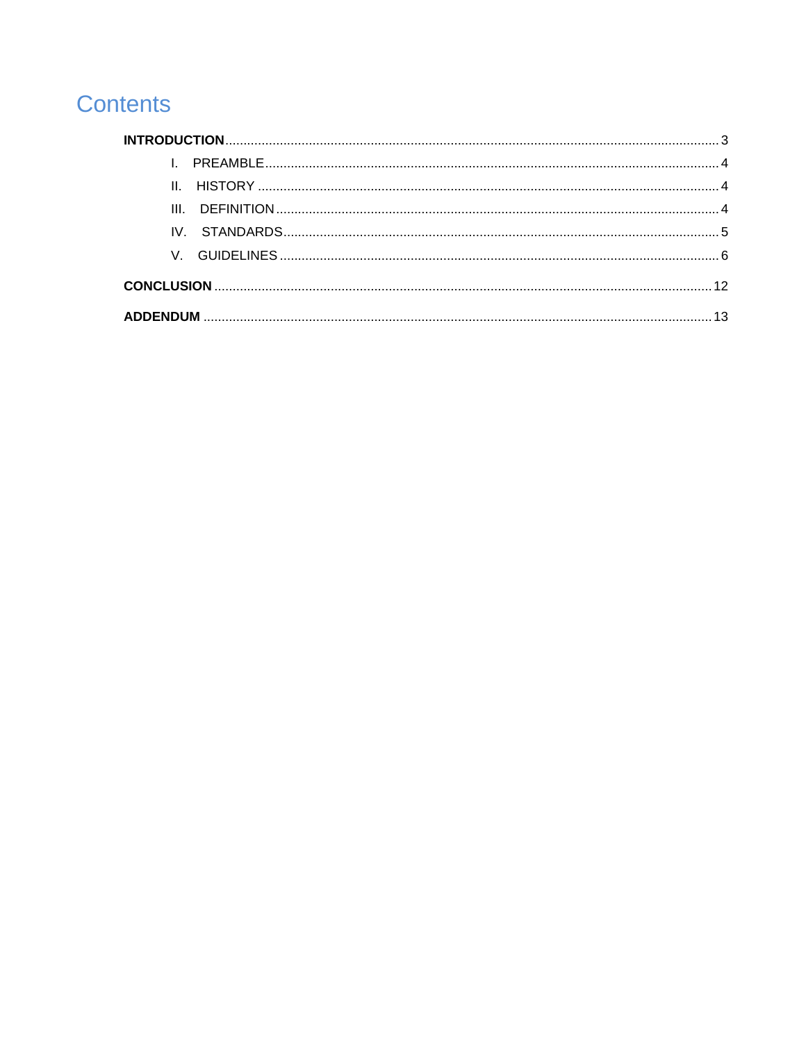# Contents

**INTRODUCTION** ........................................................................ 3

- I. PREAMBLE ........................................................................ 4
- II. HISTORY ........................................................................ 4
- III. DEFINITION ........................................................................ 4
- IV. STANDARDS ........................................................................ 5
- V. GUIDELINES ........................................................................ 6

**CONCLUSION** ........................................................................ 12

**ADDENDUM** ........................................................................ 13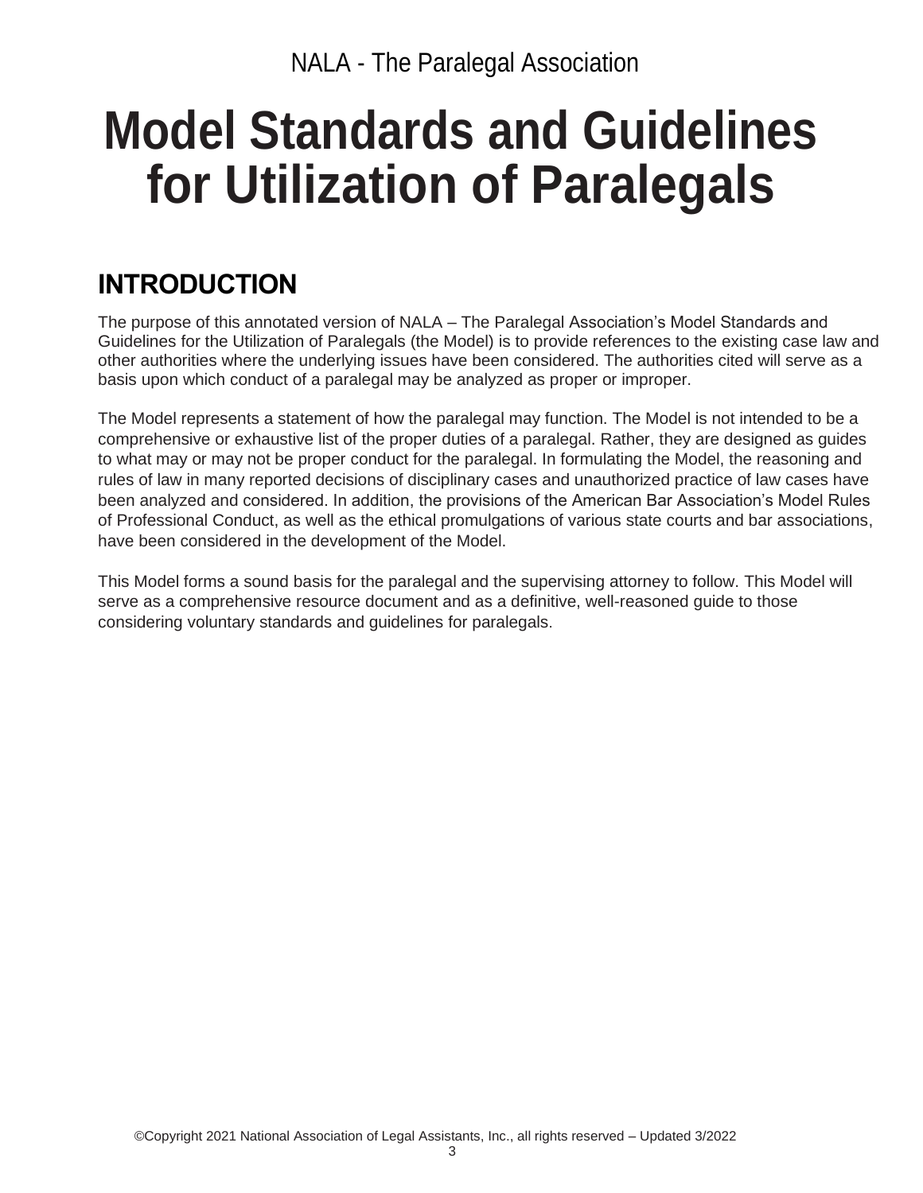NALA - The Paralegal Association

# Model Standards and Guidelines for Utilization of Paralegals

## INTRODUCTION

The purpose of this annotated version of NALA – The Paralegal Association's Model Standards and Guidelines for the Utilization of Paralegals (the Model) is to provide references to the existing case law and other authorities where the underlying issues have been considered. The authorities cited will serve as a basis upon which conduct of a paralegal may be analyzed as proper or improper.

The Model represents a statement of how the paralegal may function. The Model is not intended to be a comprehensive or exhaustive list of the proper duties of a paralegal. Rather, they are designed as guides to what may or may not be proper conduct for the paralegal. In formulating the Model, the reasoning and rules of law in many reported decisions of disciplinary cases and unauthorized practice of law cases have been analyzed and considered. In addition, the provisions of the American Bar Association's Model Rules of Professional Conduct, as well as the ethical promulgations of various state courts and bar associations, have been considered in the development of the Model.

This Model forms a sound basis for the paralegal and the supervising attorney to follow. This Model will serve as a comprehensive resource document and as a definitive, well-reasoned guide to those considering voluntary standards and guidelines for paralegals.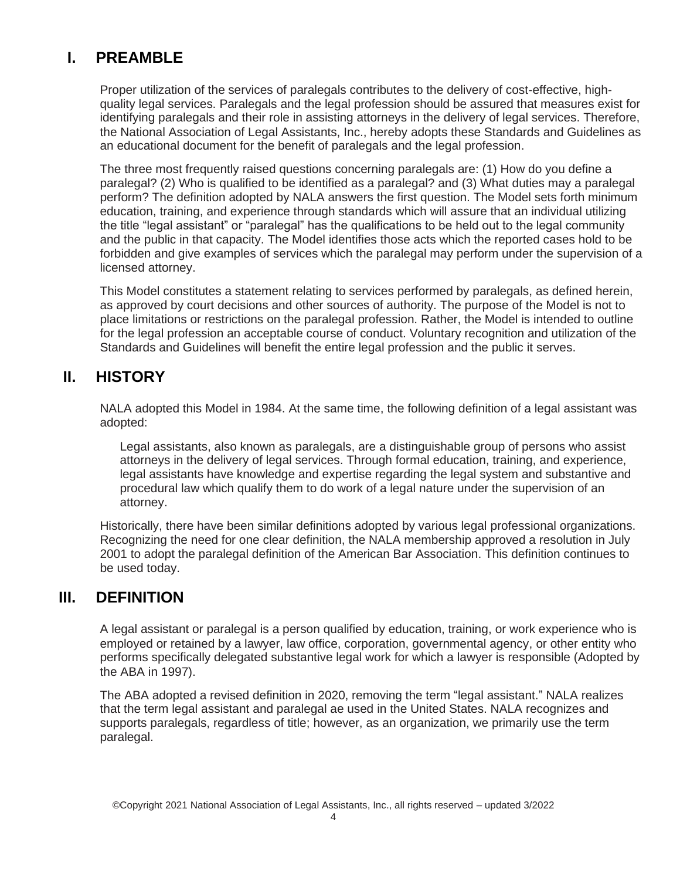## I. PREAMBLE

Proper utilization of the services of paralegals contributes to the delivery of cost-effective, high-quality legal services. Paralegals and the legal profession should be assured that measures exist for identifying paralegals and their role in assisting attorneys in the delivery of legal services. Therefore, the National Association of Legal Assistants, Inc., hereby adopts these Standards and Guidelines as an educational document for the benefit of paralegals and the legal profession.

The three most frequently raised questions concerning paralegals are: (1) How do you define a paralegal? (2) Who is qualified to be identified as a paralegal? and (3) What duties may a paralegal perform? The definition adopted by NALA answers the first question. The Model sets forth minimum education, training, and experience through standards which will assure that an individual utilizing the title "legal assistant" or "paralegal" has the qualifications to be held out to the legal community and the public in that capacity. The Model identifies those acts which the reported cases hold to be forbidden and give examples of services which the paralegal may perform under the supervision of a licensed attorney.

This Model constitutes a statement relating to services performed by paralegals, as defined herein, as approved by court decisions and other sources of authority. The purpose of the Model is not to place limitations or restrictions on the paralegal profession. Rather, the Model is intended to outline for the legal profession an acceptable course of conduct. Voluntary recognition and utilization of the Standards and Guidelines will benefit the entire legal profession and the public it serves.

## II. HISTORY

NALA adopted this Model in 1984. At the same time, the following definition of a legal assistant was adopted:

> Legal assistants, also known as paralegals, are a distinguishable group of persons who assist attorneys in the delivery of legal services. Through formal education, training, and experience, legal assistants have knowledge and expertise regarding the legal system and substantive and procedural law which qualify them to do work of a legal nature under the supervision of an attorney.

Historically, there have been similar definitions adopted by various legal professional organizations. Recognizing the need for one clear definition, the NALA membership approved a resolution in July 2001 to adopt the paralegal definition of the American Bar Association. This definition continues to be used today.

## III. DEFINITION

A legal assistant or paralegal is a person qualified by education, training, or work experience who is employed or retained by a lawyer, law office, corporation, governmental agency, or other entity who performs specifically delegated substantive legal work for which a lawyer is responsible (Adopted by the ABA in 1997).

The ABA adopted a revised definition in 2020, removing the term "legal assistant." NALA realizes that the term legal assistant and paralegal ae used in the United States. NALA recognizes and supports paralegals, regardless of title; however, as an organization, we primarily use the term paralegal.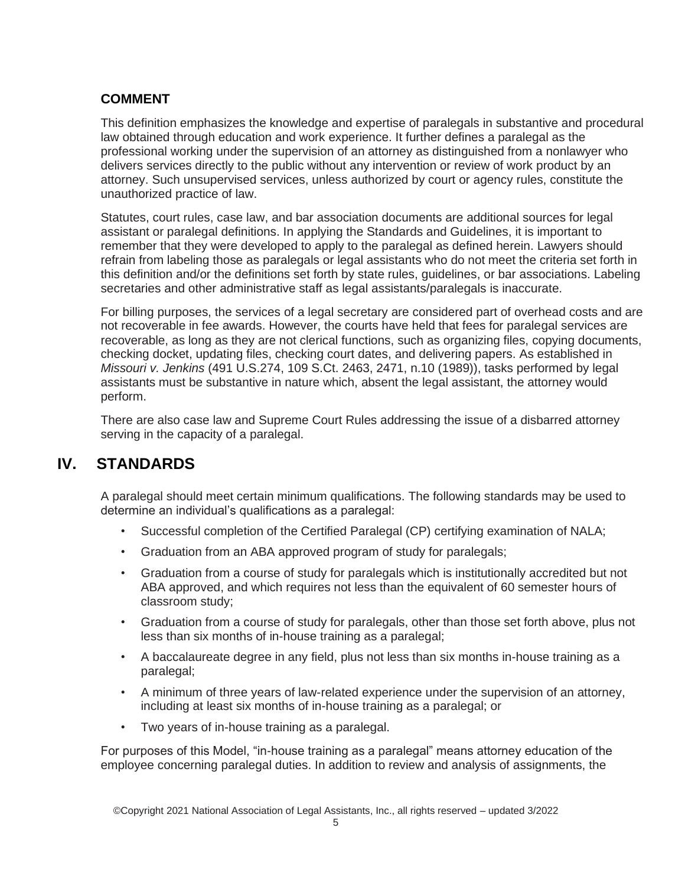### COMMENT

This definition emphasizes the knowledge and expertise of paralegals in substantive and procedural law obtained through education and work experience. It further defines a paralegal as the professional working under the supervision of an attorney as distinguished from a nonlawyer who delivers services directly to the public without any intervention or review of work product by an attorney. Such unsupervised services, unless authorized by court or agency rules, constitute the unauthorized practice of law.

Statutes, court rules, case law, and bar association documents are additional sources for legal assistant or paralegal definitions. In applying the Standards and Guidelines, it is important to remember that they were developed to apply to the paralegal as defined herein. Lawyers should refrain from labeling those as paralegals or legal assistants who do not meet the criteria set forth in this definition and/or the definitions set forth by state rules, guidelines, or bar associations. Labeling secretaries and other administrative staff as legal assistants/paralegals is inaccurate.

For billing purposes, the services of a legal secretary are considered part of overhead costs and are not recoverable in fee awards. However, the courts have held that fees for paralegal services are recoverable, as long as they are not clerical functions, such as organizing files, copying documents, checking docket, updating files, checking court dates, and delivering papers. As established in *Missouri v. Jenkins* (491 U.S.274, 109 S.Ct. 2463, 2471, n.10 (1989)), tasks performed by legal assistants must be substantive in nature which, absent the legal assistant, the attorney would perform.

There are also case law and Supreme Court Rules addressing the issue of a disbarred attorney serving in the capacity of a paralegal.

## IV. STANDARDS

A paralegal should meet certain minimum qualifications. The following standards may be used to determine an individual's qualifications as a paralegal:

- Successful completion of the Certified Paralegal (CP) certifying examination of NALA;
- Graduation from an ABA approved program of study for paralegals;
- Graduation from a course of study for paralegals which is institutionally accredited but not ABA approved, and which requires not less than the equivalent of 60 semester hours of classroom study;
- Graduation from a course of study for paralegals, other than those set forth above, plus not less than six months of in-house training as a paralegal;
- A baccalaureate degree in any field, plus not less than six months in-house training as a paralegal;
- A minimum of three years of law-related experience under the supervision of an attorney, including at least six months of in-house training as a paralegal; or
- Two years of in-house training as a paralegal.

For purposes of this Model, "in-house training as a paralegal" means attorney education of the employee concerning paralegal duties. In addition to review and analysis of assignments, the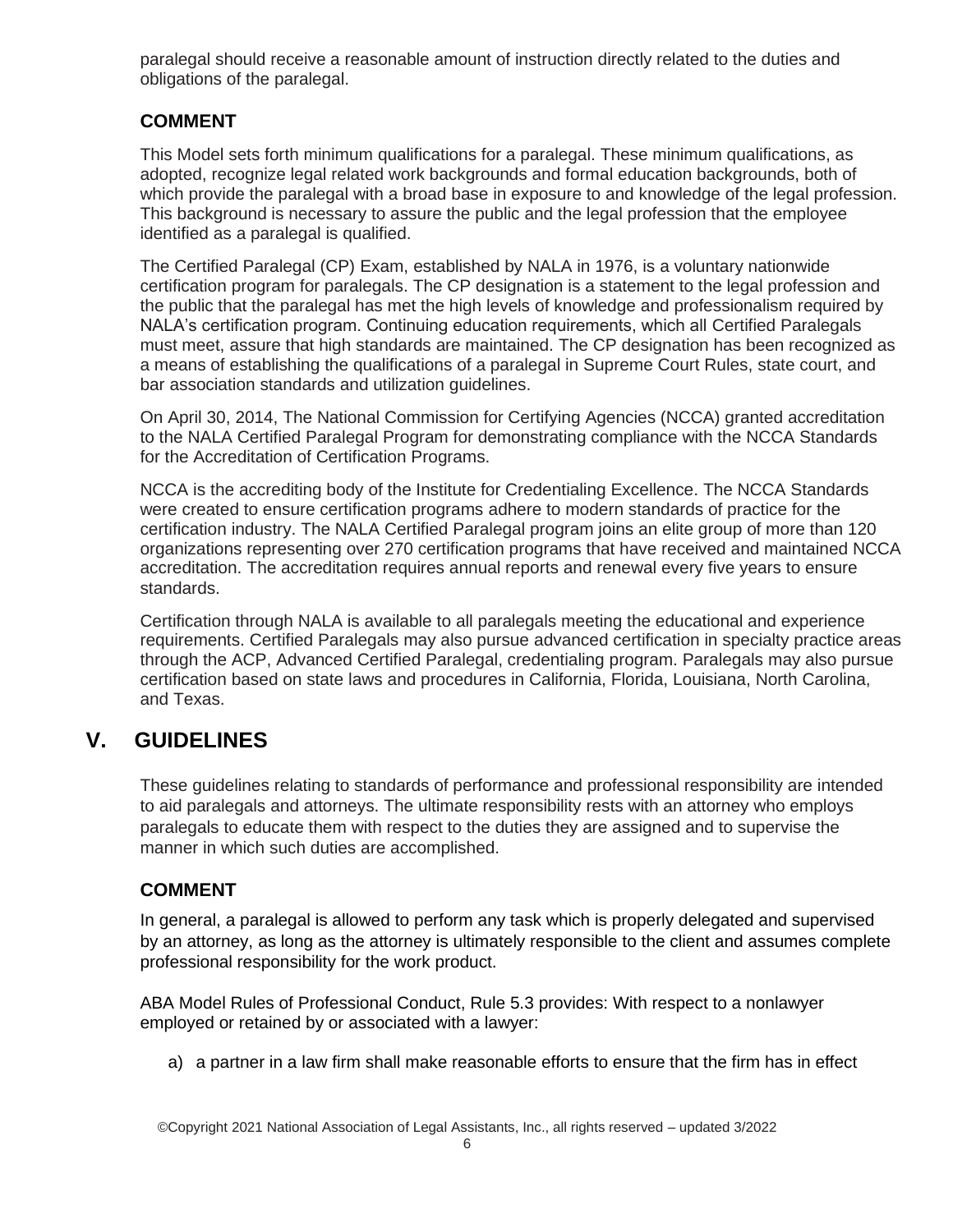paralegal should receive a reasonable amount of instruction directly related to the duties and obligations of the paralegal.

### COMMENT

This Model sets forth minimum qualifications for a paralegal. These minimum qualifications, as adopted, recognize legal related work backgrounds and formal education backgrounds, both of which provide the paralegal with a broad base in exposure to and knowledge of the legal profession. This background is necessary to assure the public and the legal profession that the employee identified as a paralegal is qualified.

The Certified Paralegal (CP) Exam, established by NALA in 1976, is a voluntary nationwide certification program for paralegals. The CP designation is a statement to the legal profession and the public that the paralegal has met the high levels of knowledge and professionalism required by NALA's certification program. Continuing education requirements, which all Certified Paralegals must meet, assure that high standards are maintained. The CP designation has been recognized as a means of establishing the qualifications of a paralegal in Supreme Court Rules, state court, and bar association standards and utilization guidelines.

On April 30, 2014, The National Commission for Certifying Agencies (NCCA) granted accreditation to the NALA Certified Paralegal Program for demonstrating compliance with the NCCA Standards for the Accreditation of Certification Programs.

NCCA is the accrediting body of the Institute for Credentialing Excellence. The NCCA Standards were created to ensure certification programs adhere to modern standards of practice for the certification industry. The NALA Certified Paralegal program joins an elite group of more than 120 organizations representing over 270 certification programs that have received and maintained NCCA accreditation. The accreditation requires annual reports and renewal every five years to ensure standards.

Certification through NALA is available to all paralegals meeting the educational and experience requirements. Certified Paralegals may also pursue advanced certification in specialty practice areas through the ACP, Advanced Certified Paralegal, credentialing program. Paralegals may also pursue certification based on state laws and procedures in California, Florida, Louisiana, North Carolina, and Texas.

## V. GUIDELINES

These guidelines relating to standards of performance and professional responsibility are intended to aid paralegals and attorneys. The ultimate responsibility rests with an attorney who employs paralegals to educate them with respect to the duties they are assigned and to supervise the manner in which such duties are accomplished.

### COMMENT

In general, a paralegal is allowed to perform any task which is properly delegated and supervised by an attorney, as long as the attorney is ultimately responsible to the client and assumes complete professional responsibility for the work product.

ABA Model Rules of Professional Conduct, Rule 5.3 provides: With respect to a nonlawyer employed or retained by or associated with a lawyer:

a) a partner in a law firm shall make reasonable efforts to ensure that the firm has in effect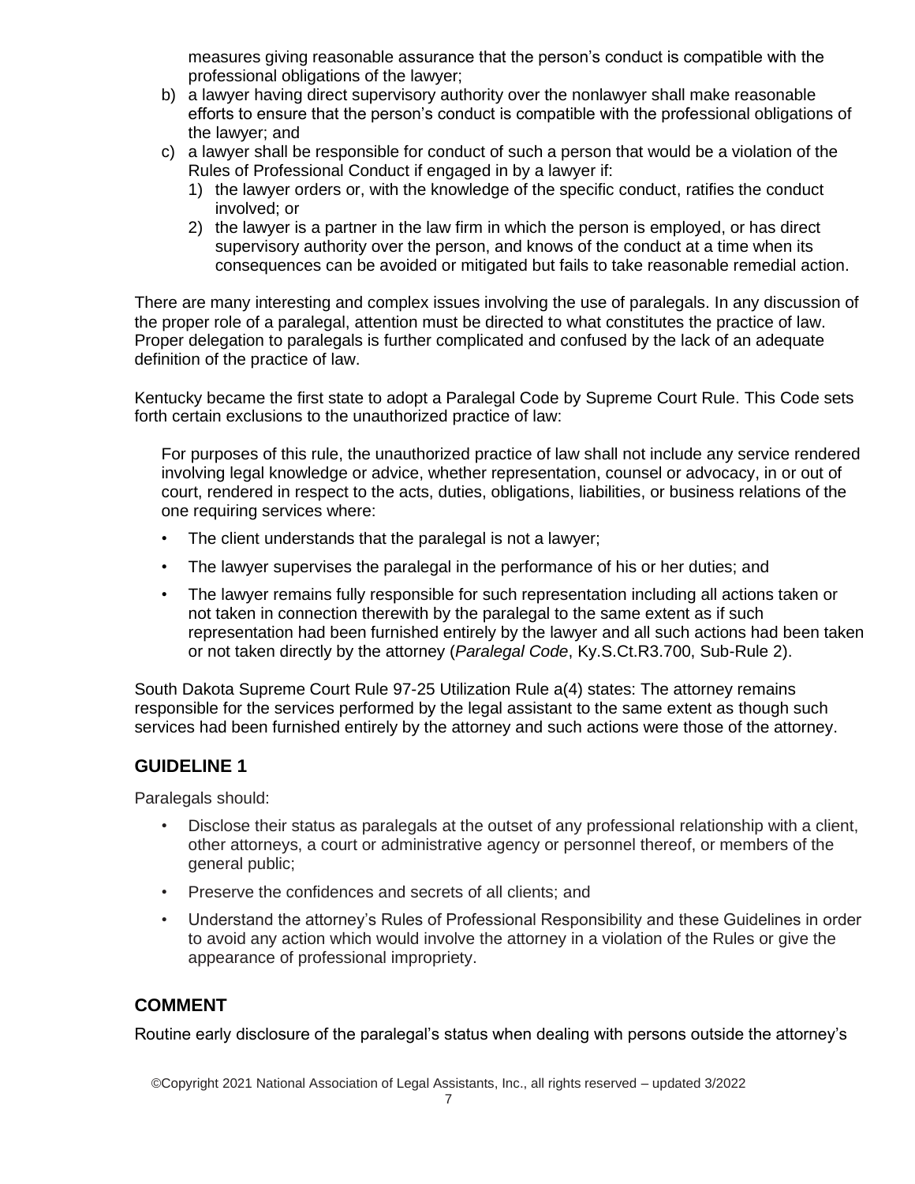measures giving reasonable assurance that the person's conduct is compatible with the professional obligations of the lawyer;

b) a lawyer having direct supervisory authority over the nonlawyer shall make reasonable efforts to ensure that the person's conduct is compatible with the professional obligations of the lawyer; and
c) a lawyer shall be responsible for conduct of such a person that would be a violation of the Rules of Professional Conduct if engaged in by a lawyer if:
   1) the lawyer orders or, with the knowledge of the specific conduct, ratifies the conduct involved; or
   2) the lawyer is a partner in the law firm in which the person is employed, or has direct supervisory authority over the person, and knows of the conduct at a time when its consequences can be avoided or mitigated but fails to take reasonable remedial action.

There are many interesting and complex issues involving the use of paralegals. In any discussion of the proper role of a paralegal, attention must be directed to what constitutes the practice of law. Proper delegation to paralegals is further complicated and confused by the lack of an adequate definition of the practice of law.

Kentucky became the first state to adopt a Paralegal Code by Supreme Court Rule. This Code sets forth certain exclusions to the unauthorized practice of law:

> For purposes of this rule, the unauthorized practice of law shall not include any service rendered involving legal knowledge or advice, whether representation, counsel or advocacy, in or out of court, rendered in respect to the acts, duties, obligations, liabilities, or business relations of the one requiring services where:
>
> - The client understands that the paralegal is not a lawyer;
> - The lawyer supervises the paralegal in the performance of his or her duties; and
> - The lawyer remains fully responsible for such representation including all actions taken or not taken in connection therewith by the paralegal to the same extent as if such representation had been furnished entirely by the lawyer and all such actions had been taken or not taken directly by the attorney (*Paralegal Code*, Ky.S.Ct.R3.700, Sub-Rule 2).

South Dakota Supreme Court Rule 97-25 Utilization Rule a(4) states: The attorney remains responsible for the services performed by the legal assistant to the same extent as though such services had been furnished entirely by the attorney and such actions were those of the attorney.

## GUIDELINE 1

Paralegals should:

- Disclose their status as paralegals at the outset of any professional relationship with a client, other attorneys, a court or administrative agency or personnel thereof, or members of the general public;
- Preserve the confidences and secrets of all clients; and
- Understand the attorney's Rules of Professional Responsibility and these Guidelines in order to avoid any action which would involve the attorney in a violation of the Rules or give the appearance of professional impropriety.

## COMMENT

Routine early disclosure of the paralegal's status when dealing with persons outside the attorney's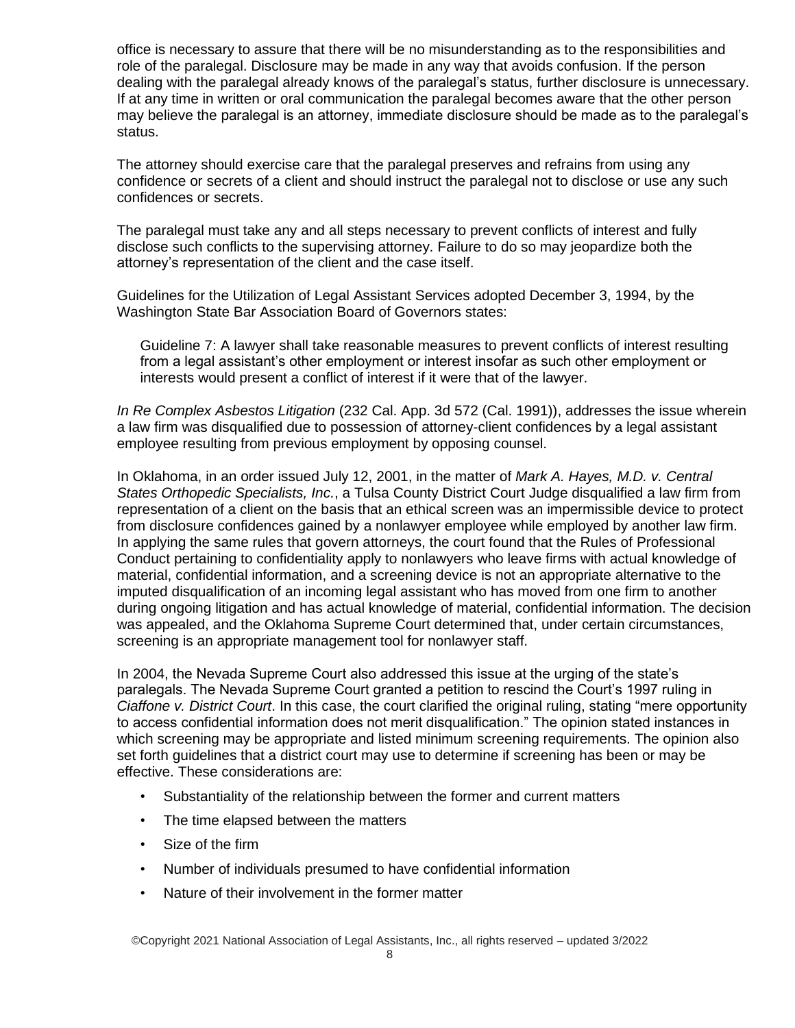office is necessary to assure that there will be no misunderstanding as to the responsibilities and role of the paralegal. Disclosure may be made in any way that avoids confusion. If the person dealing with the paralegal already knows of the paralegal's status, further disclosure is unnecessary. If at any time in written or oral communication the paralegal becomes aware that the other person may believe the paralegal is an attorney, immediate disclosure should be made as to the paralegal's status.

The attorney should exercise care that the paralegal preserves and refrains from using any confidence or secrets of a client and should instruct the paralegal not to disclose or use any such confidences or secrets.

The paralegal must take any and all steps necessary to prevent conflicts of interest and fully disclose such conflicts to the supervising attorney. Failure to do so may jeopardize both the attorney's representation of the client and the case itself.

Guidelines for the Utilization of Legal Assistant Services adopted December 3, 1994, by the Washington State Bar Association Board of Governors states:

> Guideline 7: A lawyer shall take reasonable measures to prevent conflicts of interest resulting from a legal assistant's other employment or interest insofar as such other employment or interests would present a conflict of interest if it were that of the lawyer.

*In Re Complex Asbestos Litigation* (232 Cal. App. 3d 572 (Cal. 1991)), addresses the issue wherein a law firm was disqualified due to possession of attorney-client confidences by a legal assistant employee resulting from previous employment by opposing counsel.

In Oklahoma, in an order issued July 12, 2001, in the matter of *Mark A. Hayes, M.D. v. Central States Orthopedic Specialists, Inc.*, a Tulsa County District Court Judge disqualified a law firm from representation of a client on the basis that an ethical screen was an impermissible device to protect from disclosure confidences gained by a nonlawyer employee while employed by another law firm. In applying the same rules that govern attorneys, the court found that the Rules of Professional Conduct pertaining to confidentiality apply to nonlawyers who leave firms with actual knowledge of material, confidential information, and a screening device is not an appropriate alternative to the imputed disqualification of an incoming legal assistant who has moved from one firm to another during ongoing litigation and has actual knowledge of material, confidential information. The decision was appealed, and the Oklahoma Supreme Court determined that, under certain circumstances, screening is an appropriate management tool for nonlawyer staff.

In 2004, the Nevada Supreme Court also addressed this issue at the urging of the state's paralegals. The Nevada Supreme Court granted a petition to rescind the Court's 1997 ruling in *Ciaffone v. District Court*. In this case, the court clarified the original ruling, stating "mere opportunity to access confidential information does not merit disqualification." The opinion stated instances in which screening may be appropriate and listed minimum screening requirements. The opinion also set forth guidelines that a district court may use to determine if screening has been or may be effective. These considerations are:

- Substantiality of the relationship between the former and current matters
- The time elapsed between the matters
- Size of the firm
- Number of individuals presumed to have confidential information
- Nature of their involvement in the former matter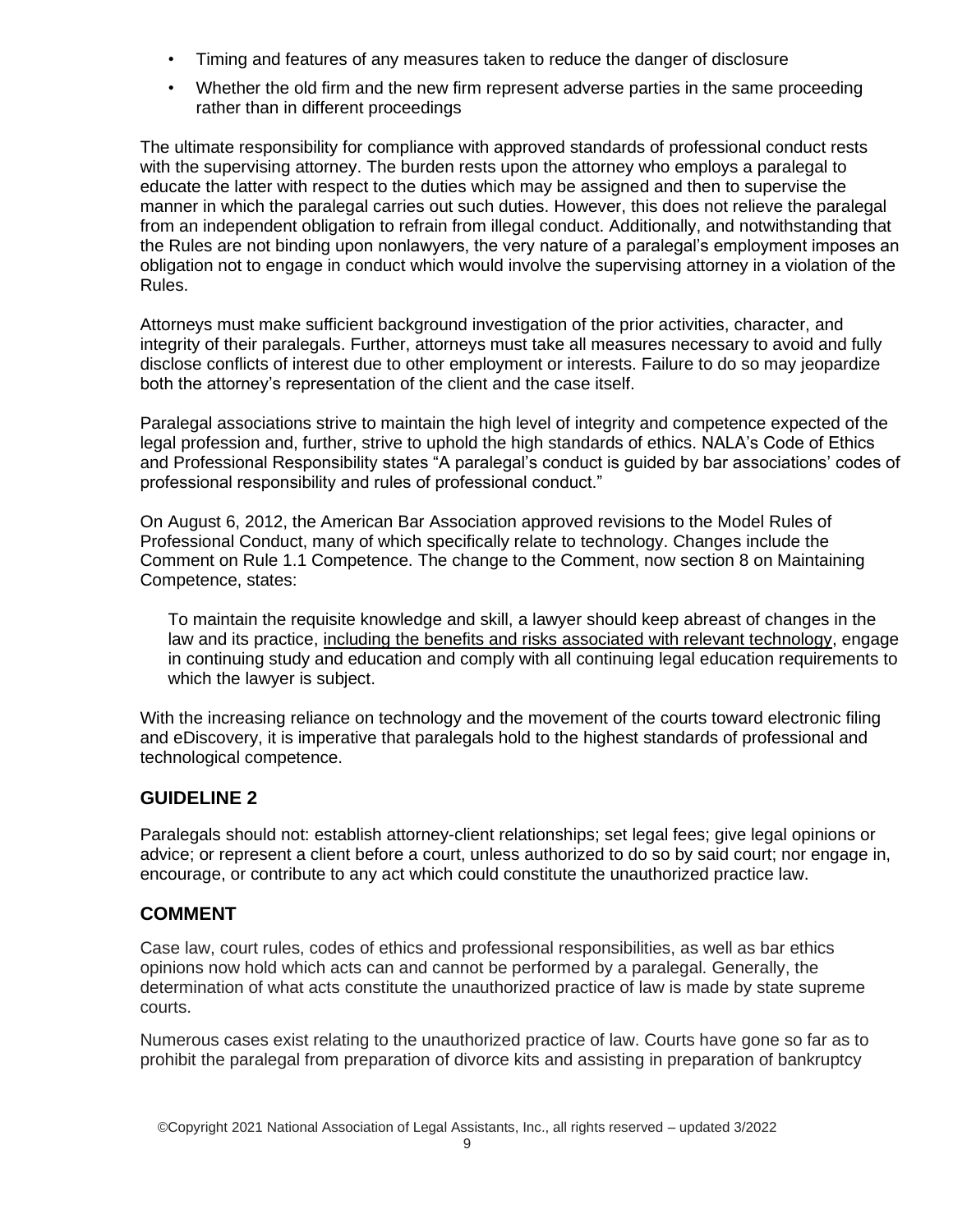- Timing and features of any measures taken to reduce the danger of disclosure
- Whether the old firm and the new firm represent adverse parties in the same proceeding rather than in different proceedings

The ultimate responsibility for compliance with approved standards of professional conduct rests with the supervising attorney. The burden rests upon the attorney who employs a paralegal to educate the latter with respect to the duties which may be assigned and then to supervise the manner in which the paralegal carries out such duties. However, this does not relieve the paralegal from an independent obligation to refrain from illegal conduct. Additionally, and notwithstanding that the Rules are not binding upon nonlawyers, the very nature of a paralegal's employment imposes an obligation not to engage in conduct which would involve the supervising attorney in a violation of the Rules.

Attorneys must make sufficient background investigation of the prior activities, character, and integrity of their paralegals. Further, attorneys must take all measures necessary to avoid and fully disclose conflicts of interest due to other employment or interests. Failure to do so may jeopardize both the attorney's representation of the client and the case itself.

Paralegal associations strive to maintain the high level of integrity and competence expected of the legal profession and, further, strive to uphold the high standards of ethics. NALA's Code of Ethics and Professional Responsibility states "A paralegal's conduct is guided by bar associations' codes of professional responsibility and rules of professional conduct."

On August 6, 2012, the American Bar Association approved revisions to the Model Rules of Professional Conduct, many of which specifically relate to technology. Changes include the Comment on Rule 1.1 Competence. The change to the Comment, now section 8 on Maintaining Competence, states:

> To maintain the requisite knowledge and skill, a lawyer should keep abreast of changes in the law and its practice, <u>including the benefits and risks associated with relevant technology</u>, engage in continuing study and education and comply with all continuing legal education requirements to which the lawyer is subject.

With the increasing reliance on technology and the movement of the courts toward electronic filing and eDiscovery, it is imperative that paralegals hold to the highest standards of professional and technological competence.

## GUIDELINE 2

Paralegals should not: establish attorney-client relationships; set legal fees; give legal opinions or advice; or represent a client before a court, unless authorized to do so by said court; nor engage in, encourage, or contribute to any act which could constitute the unauthorized practice law.

## COMMENT

Case law, court rules, codes of ethics and professional responsibilities, as well as bar ethics opinions now hold which acts can and cannot be performed by a paralegal. Generally, the determination of what acts constitute the unauthorized practice of law is made by state supreme courts.

Numerous cases exist relating to the unauthorized practice of law. Courts have gone so far as to prohibit the paralegal from preparation of divorce kits and assisting in preparation of bankruptcy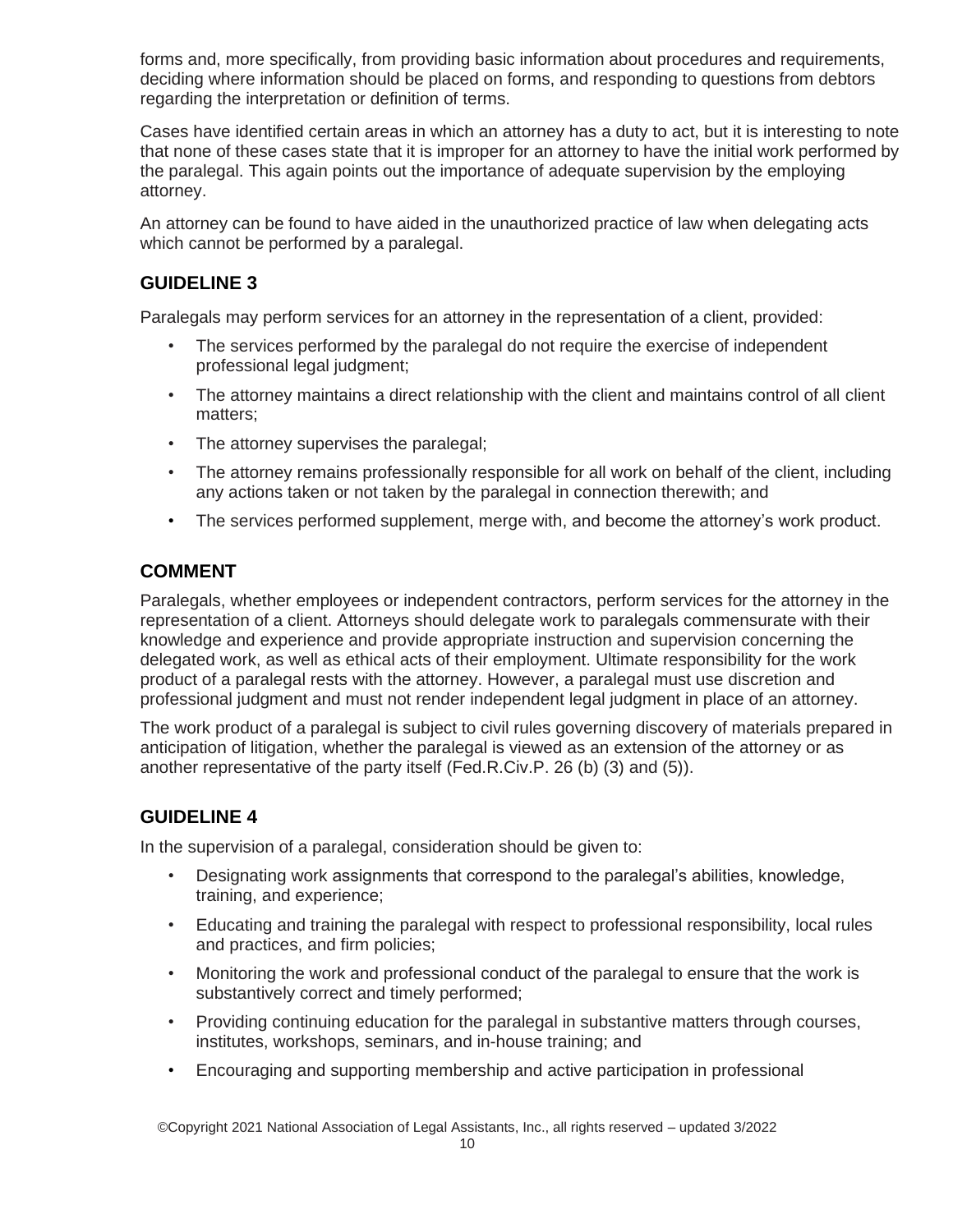forms and, more specifically, from providing basic information about procedures and requirements, deciding where information should be placed on forms, and responding to questions from debtors regarding the interpretation or definition of terms.

Cases have identified certain areas in which an attorney has a duty to act, but it is interesting to note that none of these cases state that it is improper for an attorney to have the initial work performed by the paralegal. This again points out the importance of adequate supervision by the employing attorney.

An attorney can be found to have aided in the unauthorized practice of law when delegating acts which cannot be performed by a paralegal.

## GUIDELINE 3

Paralegals may perform services for an attorney in the representation of a client, provided:

- The services performed by the paralegal do not require the exercise of independent professional legal judgment;
- The attorney maintains a direct relationship with the client and maintains control of all client matters;
- The attorney supervises the paralegal;
- The attorney remains professionally responsible for all work on behalf of the client, including any actions taken or not taken by the paralegal in connection therewith; and
- The services performed supplement, merge with, and become the attorney's work product.

## COMMENT

Paralegals, whether employees or independent contractors, perform services for the attorney in the representation of a client. Attorneys should delegate work to paralegals commensurate with their knowledge and experience and provide appropriate instruction and supervision concerning the delegated work, as well as ethical acts of their employment. Ultimate responsibility for the work product of a paralegal rests with the attorney. However, a paralegal must use discretion and professional judgment and must not render independent legal judgment in place of an attorney.

The work product of a paralegal is subject to civil rules governing discovery of materials prepared in anticipation of litigation, whether the paralegal is viewed as an extension of the attorney or as another representative of the party itself (Fed.R.Civ.P. 26 (b) (3) and (5)).

## GUIDELINE 4

In the supervision of a paralegal, consideration should be given to:

- Designating work assignments that correspond to the paralegal's abilities, knowledge, training, and experience;
- Educating and training the paralegal with respect to professional responsibility, local rules and practices, and firm policies;
- Monitoring the work and professional conduct of the paralegal to ensure that the work is substantively correct and timely performed;
- Providing continuing education for the paralegal in substantive matters through courses, institutes, workshops, seminars, and in-house training; and
- Encouraging and supporting membership and active participation in professional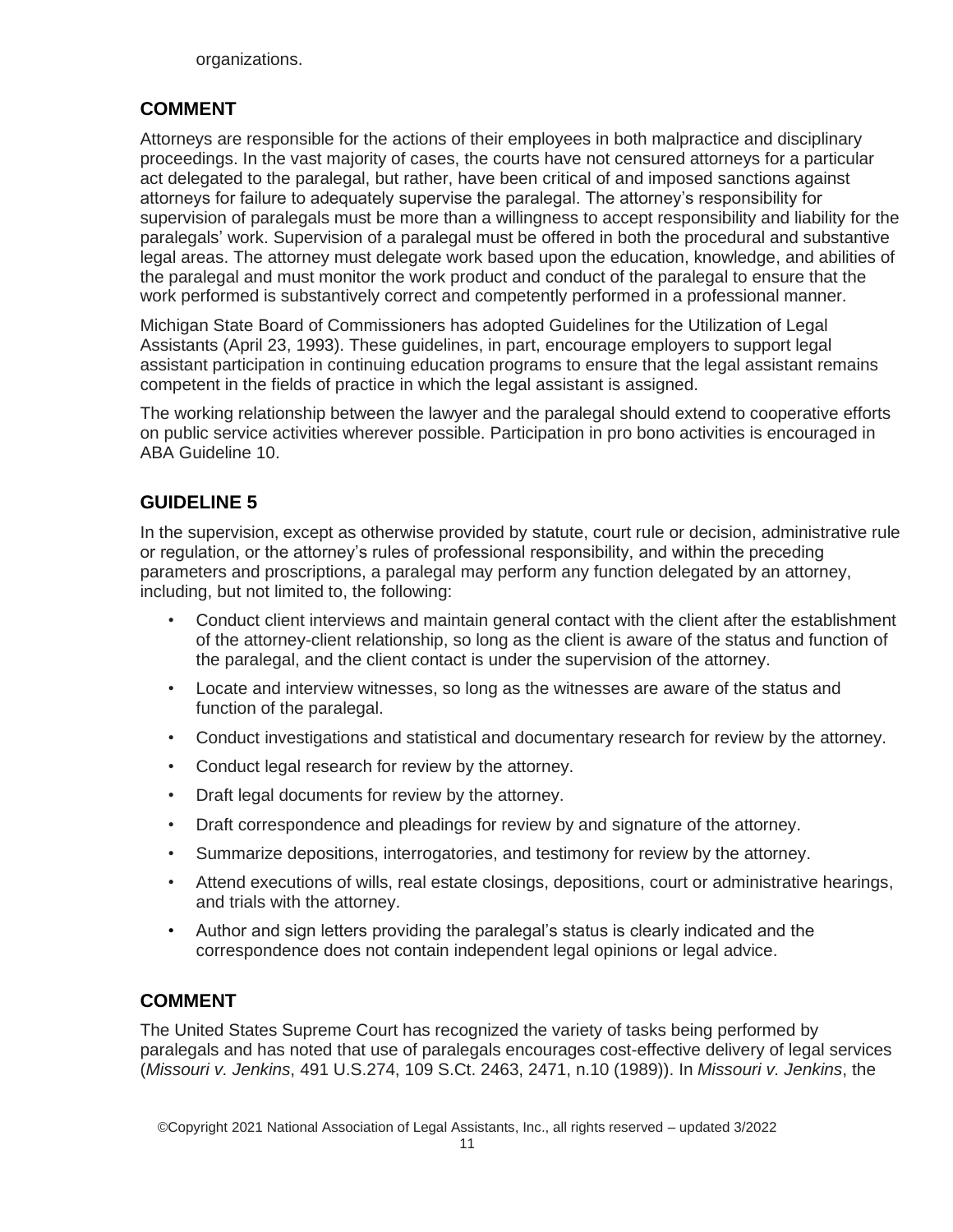organizations.

## COMMENT

Attorneys are responsible for the actions of their employees in both malpractice and disciplinary proceedings. In the vast majority of cases, the courts have not censured attorneys for a particular act delegated to the paralegal, but rather, have been critical of and imposed sanctions against attorneys for failure to adequately supervise the paralegal. The attorney's responsibility for supervision of paralegals must be more than a willingness to accept responsibility and liability for the paralegals' work. Supervision of a paralegal must be offered in both the procedural and substantive legal areas. The attorney must delegate work based upon the education, knowledge, and abilities of the paralegal and must monitor the work product and conduct of the paralegal to ensure that the work performed is substantively correct and competently performed in a professional manner.

Michigan State Board of Commissioners has adopted Guidelines for the Utilization of Legal Assistants (April 23, 1993). These guidelines, in part, encourage employers to support legal assistant participation in continuing education programs to ensure that the legal assistant remains competent in the fields of practice in which the legal assistant is assigned.

The working relationship between the lawyer and the paralegal should extend to cooperative efforts on public service activities wherever possible. Participation in pro bono activities is encouraged in ABA Guideline 10.

## GUIDELINE 5

In the supervision, except as otherwise provided by statute, court rule or decision, administrative rule or regulation, or the attorney's rules of professional responsibility, and within the preceding parameters and proscriptions, a paralegal may perform any function delegated by an attorney, including, but not limited to, the following:

- Conduct client interviews and maintain general contact with the client after the establishment of the attorney-client relationship, so long as the client is aware of the status and function of the paralegal, and the client contact is under the supervision of the attorney.
- Locate and interview witnesses, so long as the witnesses are aware of the status and function of the paralegal.
- Conduct investigations and statistical and documentary research for review by the attorney.
- Conduct legal research for review by the attorney.
- Draft legal documents for review by the attorney.
- Draft correspondence and pleadings for review by and signature of the attorney.
- Summarize depositions, interrogatories, and testimony for review by the attorney.
- Attend executions of wills, real estate closings, depositions, court or administrative hearings, and trials with the attorney.
- Author and sign letters providing the paralegal's status is clearly indicated and the correspondence does not contain independent legal opinions or legal advice.

## COMMENT

The United States Supreme Court has recognized the variety of tasks being performed by paralegals and has noted that use of paralegals encourages cost-effective delivery of legal services (*Missouri v. Jenkins*, 491 U.S.274, 109 S.Ct. 2463, 2471, n.10 (1989)). In *Missouri v. Jenkins*, the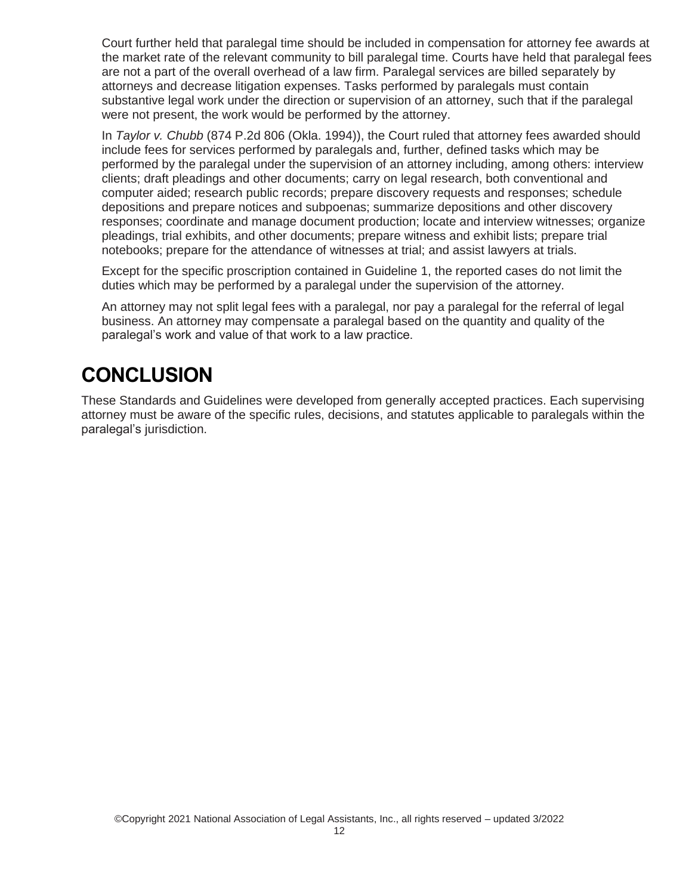Court further held that paralegal time should be included in compensation for attorney fee awards at the market rate of the relevant community to bill paralegal time. Courts have held that paralegal fees are not a part of the overall overhead of a law firm. Paralegal services are billed separately by attorneys and decrease litigation expenses. Tasks performed by paralegals must contain substantive legal work under the direction or supervision of an attorney, such that if the paralegal were not present, the work would be performed by the attorney.

In *Taylor v. Chubb* (874 P.2d 806 (Okla. 1994)), the Court ruled that attorney fees awarded should include fees for services performed by paralegals and, further, defined tasks which may be performed by the paralegal under the supervision of an attorney including, among others: interview clients; draft pleadings and other documents; carry on legal research, both conventional and computer aided; research public records; prepare discovery requests and responses; schedule depositions and prepare notices and subpoenas; summarize depositions and other discovery responses; coordinate and manage document production; locate and interview witnesses; organize pleadings, trial exhibits, and other documents; prepare witness and exhibit lists; prepare trial notebooks; prepare for the attendance of witnesses at trial; and assist lawyers at trials.

Except for the specific proscription contained in Guideline 1, the reported cases do not limit the duties which may be performed by a paralegal under the supervision of the attorney.

An attorney may not split legal fees with a paralegal, nor pay a paralegal for the referral of legal business. An attorney may compensate a paralegal based on the quantity and quality of the paralegal's work and value of that work to a law practice.

# CONCLUSION

These Standards and Guidelines were developed from generally accepted practices. Each supervising attorney must be aware of the specific rules, decisions, and statutes applicable to paralegals within the paralegal's jurisdiction.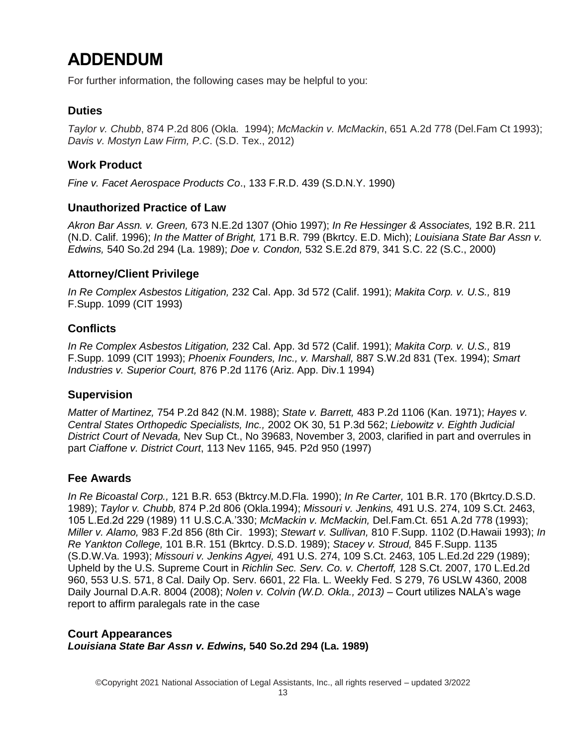# ADDENDUM

For further information, the following cases may be helpful to you:

## Duties

*Taylor v. Chubb*, 874 P.2d 806 (Okla. 1994); *McMackin v. McMackin*, 651 A.2d 778 (Del.Fam Ct 1993); *Davis v. Mostyn Law Firm, P.C*. (S.D. Tex., 2012)

## Work Product

*Fine v. Facet Aerospace Products Co*., 133 F.R.D. 439 (S.D.N.Y. 1990)

## Unauthorized Practice of Law

*Akron Bar Assn. v. Green,* 673 N.E.2d 1307 (Ohio 1997); *In Re Hessinger & Associates,* 192 B.R. 211 (N.D. Calif. 1996); *In the Matter of Bright,* 171 B.R. 799 (Bkrtcy. E.D. Mich); *Louisiana State Bar Assn v. Edwins,* 540 So.2d 294 (La. 1989); *Doe v. Condon,* 532 S.E.2d 879, 341 S.C. 22 (S.C., 2000)

## Attorney/Client Privilege

*In Re Complex Asbestos Litigation,* 232 Cal. App. 3d 572 (Calif. 1991); *Makita Corp. v. U.S.,* 819 F.Supp. 1099 (CIT 1993)

## Conflicts

*In Re Complex Asbestos Litigation,* 232 Cal. App. 3d 572 (Calif. 1991); *Makita Corp. v. U.S.,* 819 F.Supp. 1099 (CIT 1993); *Phoenix Founders, Inc., v. Marshall,* 887 S.W.2d 831 (Tex. 1994); *Smart Industries v. Superior Court,* 876 P.2d 1176 (Ariz. App. Div.1 1994)

## Supervision

*Matter of Martinez,* 754 P.2d 842 (N.M. 1988); *State v. Barrett,* 483 P.2d 1106 (Kan. 1971); *Hayes v. Central States Orthopedic Specialists, Inc.,* 2002 OK 30, 51 P.3d 562; *Liebowitz v. Eighth Judicial District Court of Nevada,* Nev Sup Ct., No 39683, November 3, 2003, clarified in part and overrules in part *Ciaffone v. District Court*, 113 Nev 1165, 945. P2d 950 (1997)

## Fee Awards

*In Re Bicoastal Corp.,* 121 B.R. 653 (Bktrcy.M.D.Fla. 1990); *In Re Carter,* 101 B.R. 170 (Bkrtcy.D.S.D. 1989); *Taylor v. Chubb,* 874 P.2d 806 (Okla.1994); *Missouri v. Jenkins,* 491 U.S. 274, 109 S.Ct. 2463, 105 L.Ed.2d 229 (1989) 11 U.S.C.A.'330; *McMackin v. McMackin,* Del.Fam.Ct. 651 A.2d 778 (1993); *Miller v. Alamo,* 983 F.2d 856 (8th Cir. 1993); *Stewart v. Sullivan,* 810 F.Supp. 1102 (D.Hawaii 1993); *In Re Yankton College,* 101 B.R. 151 (Bkrtcy. D.S.D. 1989); *Stacey v. Stroud,* 845 F.Supp. 1135 (S.D.W.Va. 1993); *Missouri v. Jenkins Agyei,* 491 U.S. 274, 109 S.Ct. 2463, 105 L.Ed.2d 229 (1989); Upheld by the U.S. Supreme Court in *Richlin Sec. Serv. Co. v. Chertoff,* 128 S.Ct. 2007, 170 L.Ed.2d 960, 553 U.S. 571, 8 Cal. Daily Op. Serv. 6601, 22 Fla. L. Weekly Fed. S 279, 76 USLW 4360, 2008 Daily Journal D.A.R. 8004 (2008); *Nolen v. Colvin (W.D. Okla., 2013)* – Court utilizes NALA's wage report to affirm paralegals rate in the case

## Court Appearances

***Louisiana State Bar Assn v. Edwins,* 540 So.2d 294 (La. 1989)**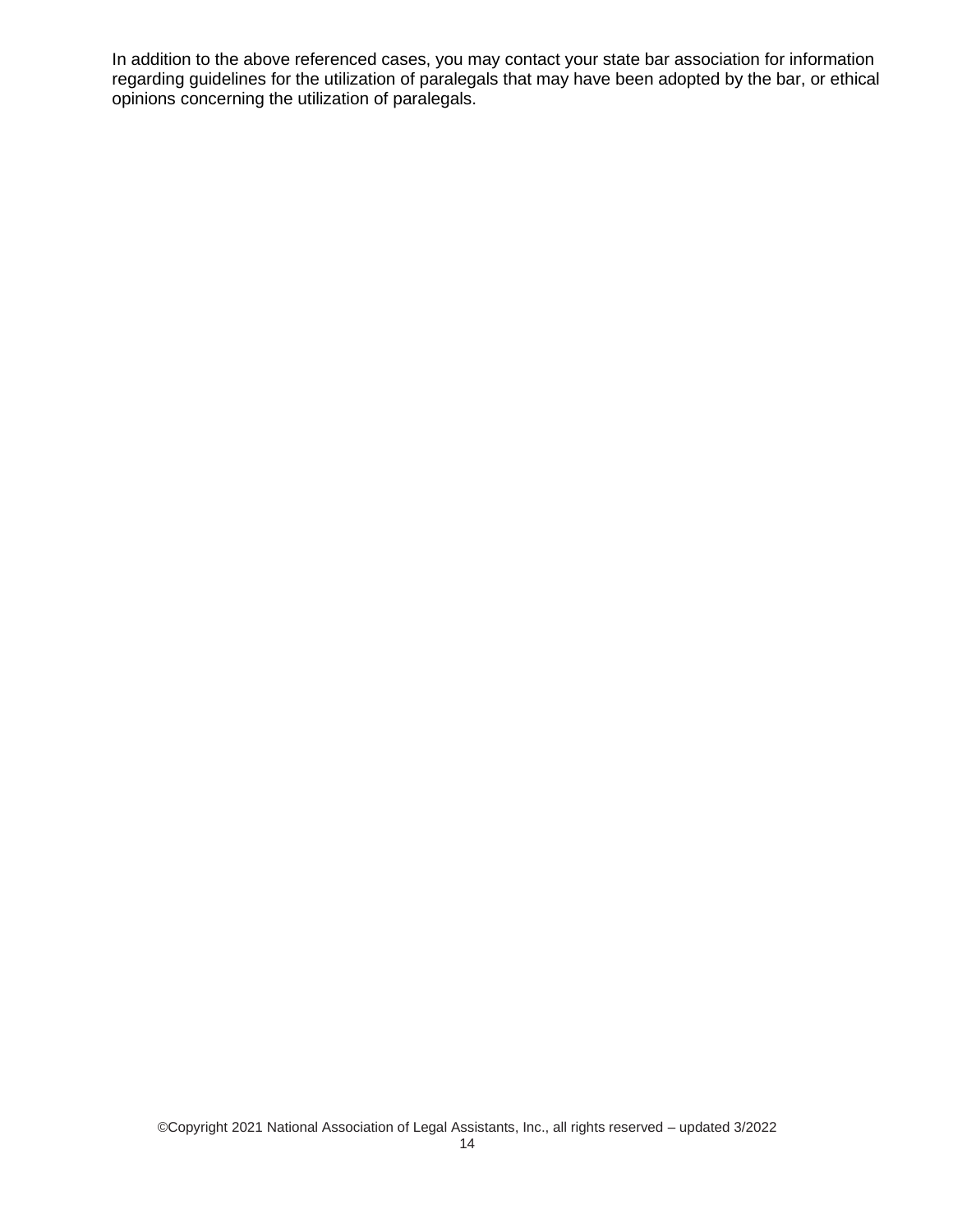In addition to the above referenced cases, you may contact your state bar association for information regarding guidelines for the utilization of paralegals that may have been adopted by the bar, or ethical opinions concerning the utilization of paralegals.